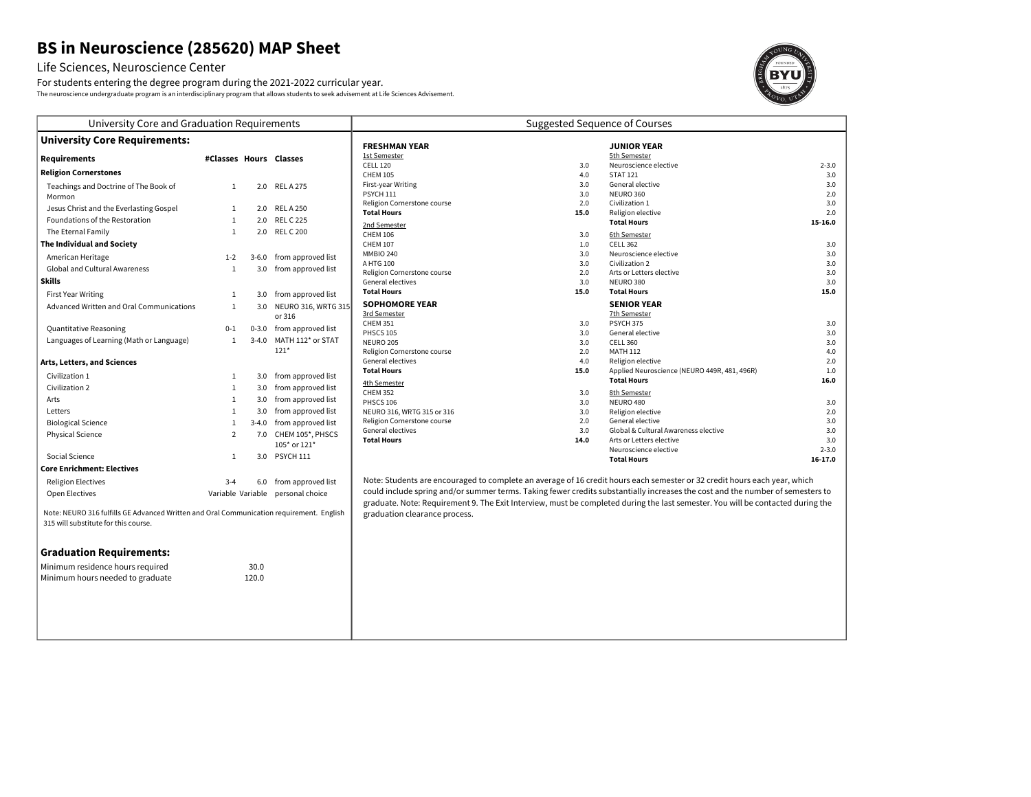# BS in Neuroscience (285620) MAP Sheet

Life Sciences, Neuroscience Center

For students entering the degree program during the 2021-2022 curricular year.

The neuroscience undergraduate program is an interdisciplinary program that allows students to seek advisement at Life Sciences Advisement.

## University Core and Graduation Requirements

### University Core Requirements:

| Requirements | #Classes | Hours | Classes |
|---|---|---|---|
| **Religion Cornerstones** | | | |
| Teachings and Doctrine of The Book of Mormon | 1 | 2.0 | REL A 275 |
| Jesus Christ and the Everlasting Gospel | 1 | 2.0 | REL A 250 |
| Foundations of the Restoration | 1 | 2.0 | REL C 225 |
| The Eternal Family | 1 | 2.0 | REL C 200 |
| **The Individual and Society** | | | |
| American Heritage | 1-2 | 3-6.0 | from approved list |
| Global and Cultural Awareness | 1 | 3.0 | from approved list |
| **Skills** | | | |
| First Year Writing | 1 | 3.0 | from approved list |
| Advanced Written and Oral Communications | 1 | 3.0 | NEURO 316, WRTG 315 or 316 |
| Quantitative Reasoning | 0-1 | 0-3.0 | from approved list |
| Languages of Learning (Math or Language) | 1 | 3-4.0 | MATH 112* or STAT 121* |
| **Arts, Letters, and Sciences** | | | |
| Civilization 1 | 1 | 3.0 | from approved list |
| Civilization 2 | 1 | 3.0 | from approved list |
| Arts | 1 | 3.0 | from approved list |
| Letters | 1 | 3.0 | from approved list |
| Biological Science | 1 | 3-4.0 | from approved list |
| Physical Science | 2 | 7.0 | CHEM 105*, PHSCS 105* or 121* |
| Social Science | 1 | 3.0 | PSYCH 111 |
| **Core Enrichment: Electives** | | | |
| Religion Electives | 3-4 | 6.0 | from approved list |
| Open Electives | Variable | Variable | personal choice |

Note: NEURO 316 fulfills GE Advanced Written and Oral Communication requirement. English 315 will substitute for this course.

### Graduation Requirements:

| | |
|---|---|
| Minimum residence hours required | 30.0 |
| Minimum hours needed to graduate | 120.0 |

## Suggested Sequence of Courses

### FRESHMAN YEAR

**1st Semester**

| Course | Hours |
|---|---|
| CELL 120 | 3.0 |
| CHEM 105 | 4.0 |
| First-year Writing | 3.0 |
| PSYCH 111 | 3.0 |
| Religion Cornerstone course | 2.0 |
| **Total Hours** | **15.0** |

**2nd Semester**

| Course | Hours |
|---|---|
| CHEM 106 | 3.0 |
| CHEM 107 | 1.0 |
| MMBIO 240 | 3.0 |
| A HTG 100 | 3.0 |
| Religion Cornerstone course | 2.0 |
| General electives | 3.0 |
| **Total Hours** | **15.0** |

### SOPHOMORE YEAR

**3rd Semester**

| Course | Hours |
|---|---|
| CHEM 351 | 3.0 |
| PHSCS 105 | 3.0 |
| NEURO 205 | 3.0 |
| Religion Cornerstone course | 2.0 |
| General electives | 4.0 |
| **Total Hours** | **15.0** |

**4th Semester**

| Course | Hours |
|---|---|
| CHEM 352 | 3.0 |
| PHSCS 106 | 3.0 |
| NEURO 316, WRTG 315 or 316 | 3.0 |
| Religion Cornerstone course | 2.0 |
| General electives | 3.0 |
| **Total Hours** | **14.0** |

### JUNIOR YEAR

**5th Semester**

| Course | Hours |
|---|---|
| Neuroscience elective | 2-3.0 |
| STAT 121 | 3.0 |
| General elective | 3.0 |
| NEURO 360 | 2.0 |
| Civilization 1 | 3.0 |
| Religion elective | 2.0 |
| **Total Hours** | **15-16.0** |

**6th Semester**

| Course | Hours |
|---|---|
| CELL 362 | 3.0 |
| Neuroscience elective | 3.0 |
| Civilization 2 | 3.0 |
| Arts or Letters elective | 3.0 |
| NEURO 380 | 3.0 |
| **Total Hours** | **15.0** |

### SENIOR YEAR

**7th Semester**

| Course | Hours |
|---|---|
| PSYCH 375 | 3.0 |
| General elective | 3.0 |
| CELL 360 | 3.0 |
| MATH 112 | 4.0 |
| Religion elective | 2.0 |
| Applied Neuroscience (NEURO 449R, 481, 496R) | 1.0 |
| **Total Hours** | **16.0** |

**8th Semester**

| Course | Hours |
|---|---|
| NEURO 480 | 3.0 |
| Religion elective | 2.0 |
| General elective | 3.0 |
| Global & Cultural Awareness elective | 3.0 |
| Arts or Letters elective | 3.0 |
| Neuroscience elective | 2-3.0 |
| **Total Hours** | **16-17.0** |

Note: Students are encouraged to complete an average of 16 credit hours each semester or 32 credit hours each year, which could include spring and/or summer terms. Taking fewer credits substantially increases the cost and the number of semesters to graduate. Note: Requirement 9. The Exit Interview, must be completed during the last semester. You will be contacted during the graduation clearance process.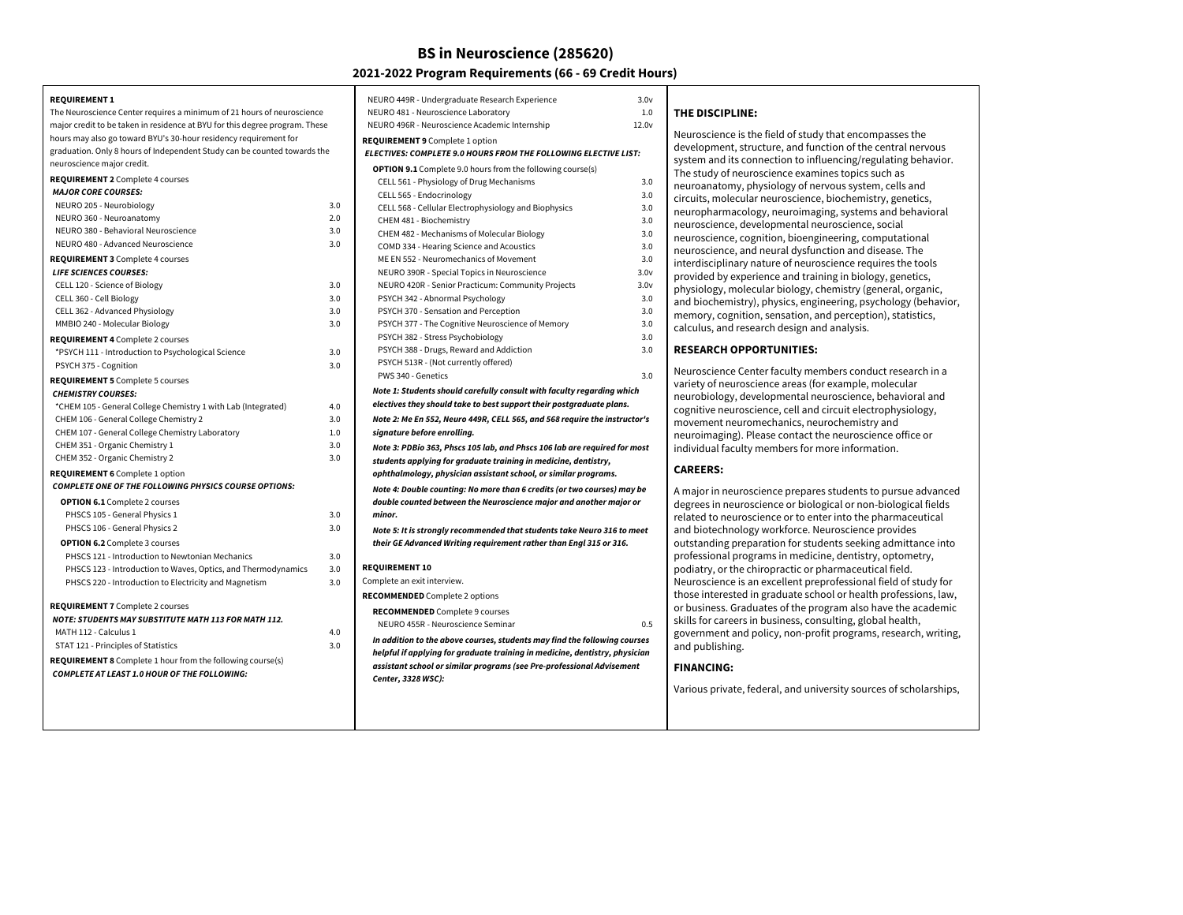# BS in Neuroscience (285620)

## 2021-2022 Program Requirements (66 - 69 Credit Hours)

**REQUIREMENT 1**

The Neuroscience Center requires a minimum of 21 hours of neuroscience major credit to be taken in residence at BYU for this degree program. These hours may also go toward BYU's 30-hour residency requirement for graduation. Only 8 hours of Independent Study can be counted towards the neuroscience major credit.

**REQUIREMENT 2** Complete 4 courses

***MAJOR CORE COURSES:***

| Course | Credits |
|---|---|
| NEURO 205 - Neurobiology | 3.0 |
| NEURO 360 - Neuroanatomy | 2.0 |
| NEURO 380 - Behavioral Neuroscience | 3.0 |
| NEURO 480 - Advanced Neuroscience | 3.0 |

**REQUIREMENT 3** Complete 4 courses

***LIFE SCIENCES COURSES:***

| Course | Credits |
|---|---|
| CELL 120 - Science of Biology | 3.0 |
| CELL 360 - Cell Biology | 3.0 |
| CELL 362 - Advanced Physiology | 3.0 |
| MMBIO 240 - Molecular Biology | 3.0 |

**REQUIREMENT 4** Complete 2 courses

| Course | Credits |
|---|---|
| *PSYCH 111 - Introduction to Psychological Science | 3.0 |
| PSYCH 375 - Cognition | 3.0 |

**REQUIREMENT 5** Complete 5 courses

***CHEMISTRY COURSES:***

| Course | Credits |
|---|---|
| *CHEM 105 - General College Chemistry 1 with Lab (Integrated) | 4.0 |
| CHEM 106 - General College Chemistry 2 | 3.0 |
| CHEM 107 - General College Chemistry Laboratory | 1.0 |
| CHEM 351 - Organic Chemistry 1 | 3.0 |
| CHEM 352 - Organic Chemistry 2 | 3.0 |

**REQUIREMENT 6** Complete 1 option

***COMPLETE ONE OF THE FOLLOWING PHYSICS COURSE OPTIONS:***

**OPTION 6.1** Complete 2 courses

| Course | Credits |
|---|---|
| PHSCS 105 - General Physics 1 | 3.0 |
| PHSCS 106 - General Physics 2 | 3.0 |

**OPTION 6.2** Complete 3 courses

| Course | Credits |
|---|---|
| PHSCS 121 - Introduction to Newtonian Mechanics | 3.0 |
| PHSCS 123 - Introduction to Waves, Optics, and Thermodynamics | 3.0 |
| PHSCS 220 - Introduction to Electricity and Magnetism | 3.0 |

**REQUIREMENT 7** Complete 2 courses

***NOTE: STUDENTS MAY SUBSTITUTE MATH 113 FOR MATH 112.***

| Course | Credits |
|---|---|
| MATH 112 - Calculus 1 | 4.0 |
| STAT 121 - Principles of Statistics | 3.0 |

**REQUIREMENT 8** Complete 1 hour from the following course(s)

***COMPLETE AT LEAST 1.0 HOUR OF THE FOLLOWING:***

| Course | Credits |
|---|---|
| NEURO 449R - Undergraduate Research Experience | 3.0v |
| NEURO 481 - Neuroscience Laboratory | 1.0 |
| NEURO 496R - Neuroscience Academic Internship | 12.0v |

**REQUIREMENT 9** Complete 1 option

***ELECTIVES: COMPLETE 9.0 HOURS FROM THE FOLLOWING ELECTIVE LIST:***

**OPTION 9.1** Complete 9.0 hours from the following course(s)

| Course | Credits |
|---|---|
| CELL 561 - Physiology of Drug Mechanisms | 3.0 |
| CELL 565 - Endocrinology | 3.0 |
| CELL 568 - Cellular Electrophysiology and Biophysics | 3.0 |
| CHEM 481 - Biochemistry | 3.0 |
| CHEM 482 - Mechanisms of Molecular Biology | 3.0 |
| COMD 334 - Hearing Science and Acoustics | 3.0 |
| ME EN 552 - Neuromechanics of Movement | 3.0 |
| NEURO 390R - Special Topics in Neuroscience | 3.0v |
| NEURO 420R - Senior Practicum: Community Projects | 3.0v |
| PSYCH 342 - Abnormal Psychology | 3.0 |
| PSYCH 370 - Sensation and Perception | 3.0 |
| PSYCH 377 - The Cognitive Neuroscience of Memory | 3.0 |
| PSYCH 382 - Stress Psychobiology | 3.0 |
| PSYCH 388 - Drugs, Reward and Addiction | 3.0 |
| PSYCH 513R - (Not currently offered) | |
| PWS 340 - Genetics | 3.0 |

***Note 1: Students should carefully consult with faculty regarding which electives they should take to best support their postgraduate plans.***

***Note 2: Me En 552, Neuro 449R, CELL 565, and 568 require the instructor's signature before enrolling.***

***Note 3: PDBio 363, Phscs 105 lab, and Phscs 106 lab are required for most students applying for graduate training in medicine, dentistry, ophthalmology, physician assistant school, or similar programs.***

***Note 4: Double counting: No more than 6 credits (or two courses) may be double counted between the Neuroscience major and another major or minor.***

***Note 5: It is strongly recommended that students take Neuro 316 to meet their GE Advanced Writing requirement rather than Engl 315 or 316.***

**REQUIREMENT 10**

Complete an exit interview.

**RECOMMENDED** Complete 2 options

**RECOMMENDED** Complete 9 courses

| Course | Credits |
|---|---|
| NEURO 455R - Neuroscience Seminar | 0.5 |

***In addition to the above courses, students may find the following courses helpful if applying for graduate training in medicine, dentistry, physician assistant school or similar programs (see Pre-professional Advisement Center, 3328 WSC):***

### THE DISCIPLINE:

Neuroscience is the field of study that encompasses the development, structure, and function of the central nervous system and its connection to influencing/regulating behavior. The study of neuroscience examines topics such as neuroanatomy, physiology of nervous system, cells and circuits, molecular neuroscience, biochemistry, genetics, neuropharmacology, neuroimaging, systems and behavioral neuroscience, developmental neuroscience, social neuroscience, cognition, bioengineering, computational neuroscience, and neural dysfunction and disease. The interdisciplinary nature of neuroscience requires the tools provided by experience and training in biology, genetics, physiology, molecular biology, chemistry (general, organic, and biochemistry), physics, engineering, psychology (behavior, memory, cognition, sensation, and perception), statistics, calculus, and research design and analysis.

### RESEARCH OPPORTUNITIES:

Neuroscience Center faculty members conduct research in a variety of neuroscience areas (for example, molecular neurobiology, developmental neuroscience, behavioral and cognitive neuroscience, cell and circuit electrophysiology, movement neuromechanics, neurochemistry and neuroimaging). Please contact the neuroscience office or individual faculty members for more information.

### CAREERS:

A major in neuroscience prepares students to pursue advanced degrees in neuroscience or biological or non-biological fields related to neuroscience or to enter into the pharmaceutical and biotechnology workforce. Neuroscience provides outstanding preparation for students seeking admittance into professional programs in medicine, dentistry, optometry, podiatry, or the chiropractic or pharmaceutical field. Neuroscience is an excellent preprofessional field of study for those interested in graduate school or health professions, law, or business. Graduates of the program also have the academic skills for careers in business, consulting, global health, government and policy, non-profit programs, research, writing, and publishing.

### FINANCING:

Various private, federal, and university sources of scholarships,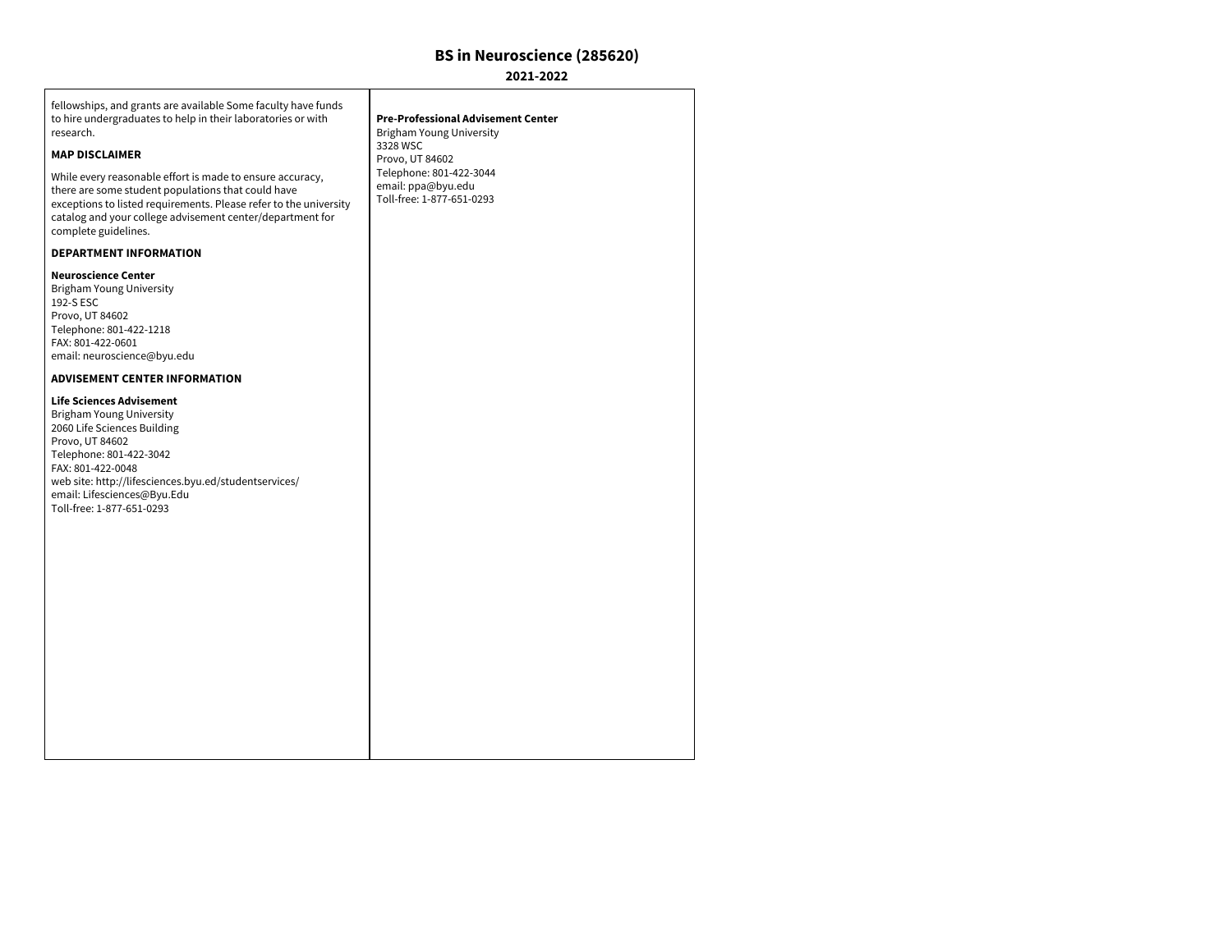fellowships, and grants are available Some faculty have funds to hire undergraduates to help in their laboratories or with research.

**MAP DISCLAIMER**

While every reasonable effort is made to ensure accuracy, there are some student populations that could have exceptions to listed requirements. Please refer to the university catalog and your college advisement center/department for complete guidelines.

**DEPARTMENT INFORMATION**

**Neuroscience Center**
Brigham Young University
192-S ESC
Provo, UT 84602
Telephone: 801-422-1218
FAX: 801-422-0601
email: neuroscience@byu.edu

**ADVISEMENT CENTER INFORMATION**

**Life Sciences Advisement**
Brigham Young University
2060 Life Sciences Building
Provo, UT 84602
Telephone: 801-422-3042
FAX: 801-422-0048
web site: http://lifesciences.byu.ed/studentservices/
email: Lifesciences@Byu.Edu
Toll-free: 1-877-651-0293

**Pre-Professional Advisement Center**
Brigham Young University
3328 WSC
Provo, UT 84602
Telephone: 801-422-3044
email: ppa@byu.edu
Toll-free: 1-877-651-0293